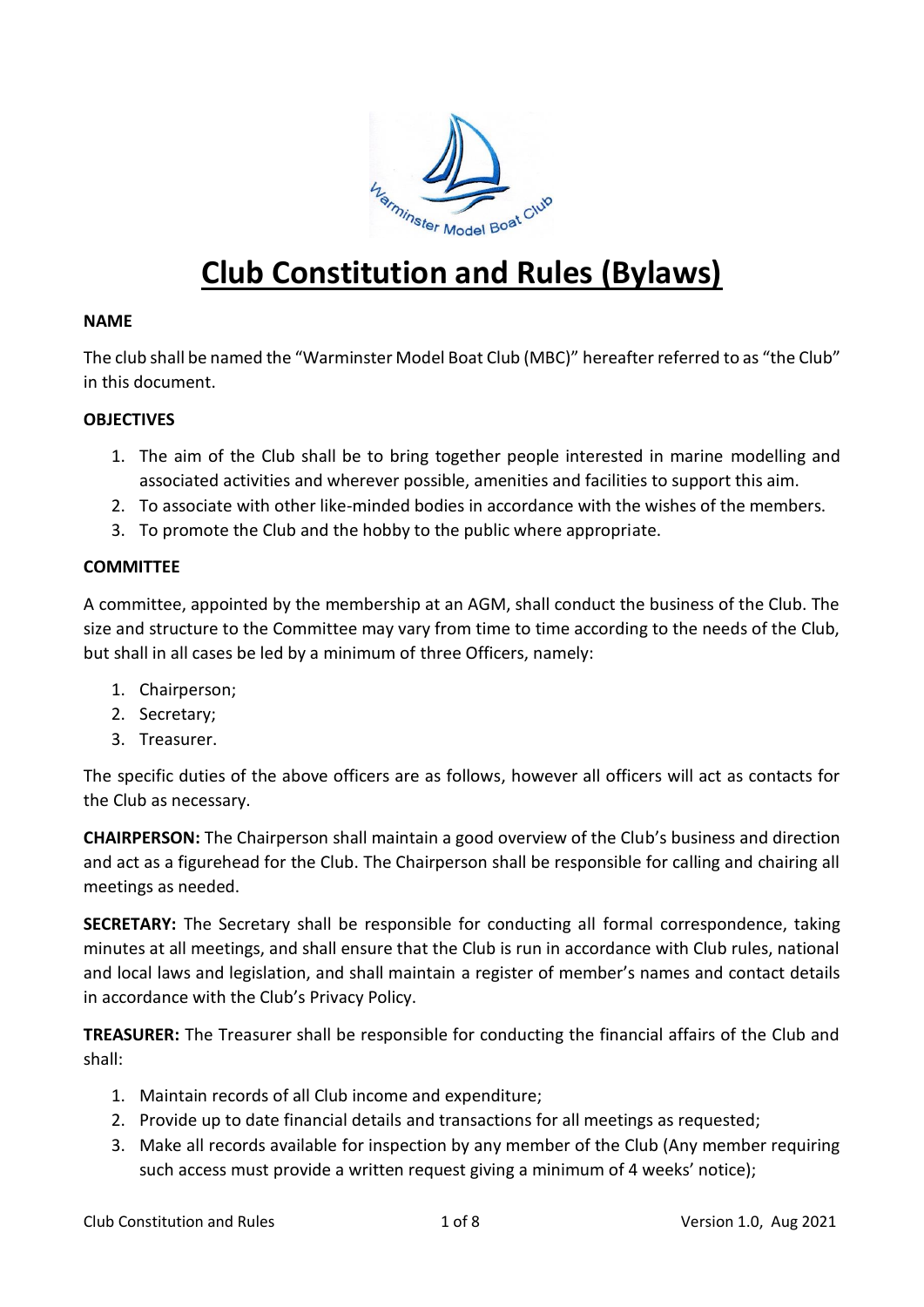# Club Constitution and Rules (Bylaws)

**NAME**

The club shall be named the "Warminster Model Boat Club (MBC)" hereafter referred to as "the Club" in this document.

**OBJECTIVES**

1. The aim of the Club shall be to bring together people interested in marine modelling and associated activities and wherever possible, amenities and facilities to support this aim.
2. To associate with other like-minded bodies in accordance with the wishes of the members.
3. To promote the Club and the hobby to the public where appropriate.

**COMMITTEE**

A committee, appointed by the membership at an AGM, shall conduct the business of the Club. The size and structure to the Committee may vary from time to time according to the needs of the Club, but shall in all cases be led by a minimum of three Officers, namely:

1. Chairperson;
2. Secretary;
3. Treasurer.

The specific duties of the above officers are as follows, however all officers will act as contacts for the Club as necessary.

**CHAIRPERSON:** The Chairperson shall maintain a good overview of the Club's business and direction and act as a figurehead for the Club. The Chairperson shall be responsible for calling and chairing all meetings as needed.

**SECRETARY:** The Secretary shall be responsible for conducting all formal correspondence, taking minutes at all meetings, and shall ensure that the Club is run in accordance with Club rules, national and local laws and legislation, and shall maintain a register of member's names and contact details in accordance with the Club's Privacy Policy.

**TREASURER:** The Treasurer shall be responsible for conducting the financial affairs of the Club and shall:

1. Maintain records of all Club income and expenditure;
2. Provide up to date financial details and transactions for all meetings as requested;
3. Make all records available for inspection by any member of the Club (Any member requiring such access must provide a written request giving a minimum of 4 weeks' notice);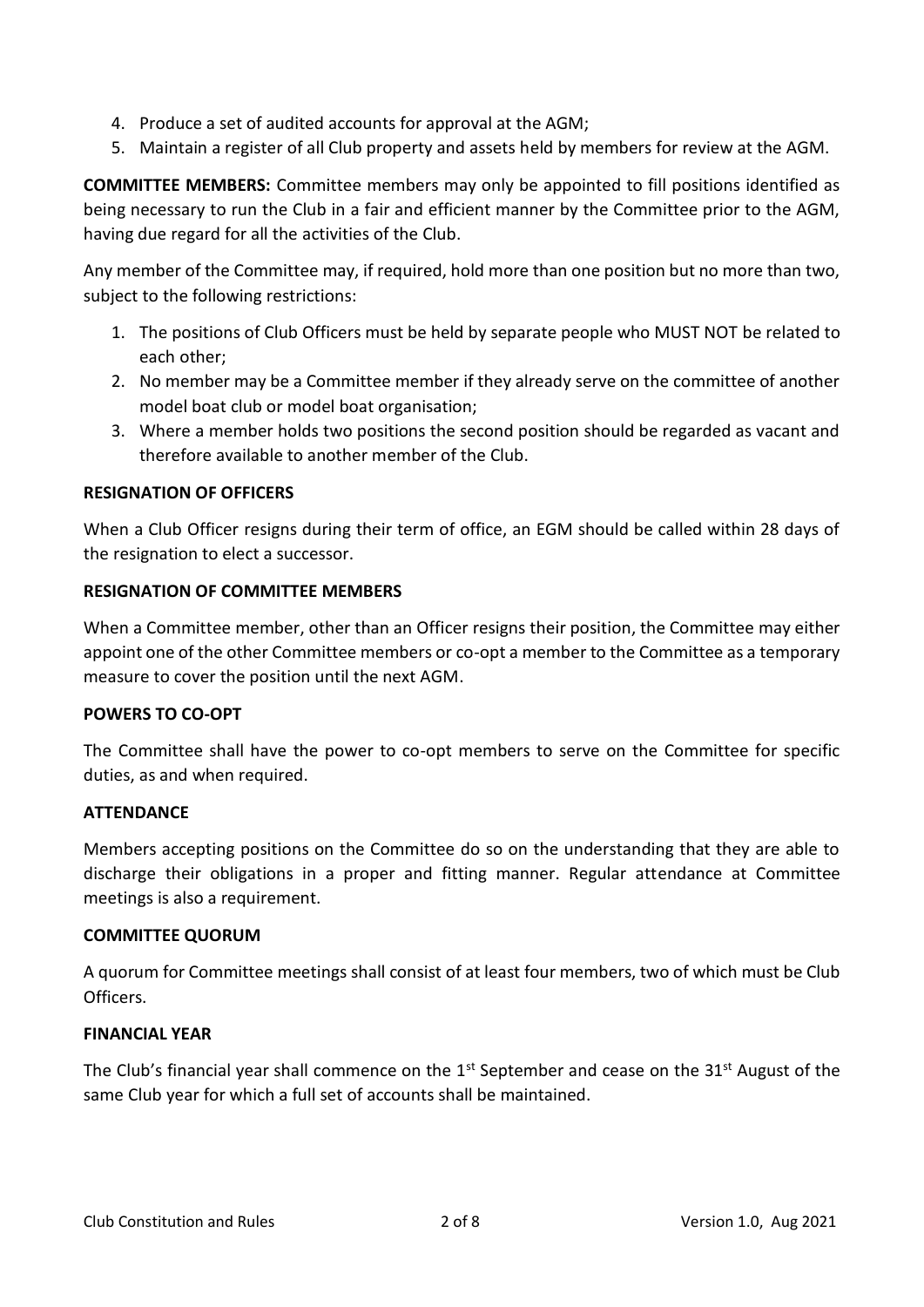4. Produce a set of audited accounts for approval at the AGM;
5. Maintain a register of all Club property and assets held by members for review at the AGM.

**COMMITTEE MEMBERS:** Committee members may only be appointed to fill positions identified as being necessary to run the Club in a fair and efficient manner by the Committee prior to the AGM, having due regard for all the activities of the Club.

Any member of the Committee may, if required, hold more than one position but no more than two, subject to the following restrictions:

1. The positions of Club Officers must be held by separate people who MUST NOT be related to each other;
2. No member may be a Committee member if they already serve on the committee of another model boat club or model boat organisation;
3. Where a member holds two positions the second position should be regarded as vacant and therefore available to another member of the Club.

**RESIGNATION OF OFFICERS**

When a Club Officer resigns during their term of office, an EGM should be called within 28 days of the resignation to elect a successor.

**RESIGNATION OF COMMITTEE MEMBERS**

When a Committee member, other than an Officer resigns their position, the Committee may either appoint one of the other Committee members or co-opt a member to the Committee as a temporary measure to cover the position until the next AGM.

**POWERS TO CO-OPT**

The Committee shall have the power to co-opt members to serve on the Committee for specific duties, as and when required.

**ATTENDANCE**

Members accepting positions on the Committee do so on the understanding that they are able to discharge their obligations in a proper and fitting manner. Regular attendance at Committee meetings is also a requirement.

**COMMITTEE QUORUM**

A quorum for Committee meetings shall consist of at least four members, two of which must be Club Officers.

**FINANCIAL YEAR**

The Club's financial year shall commence on the 1st September and cease on the 31st August of the same Club year for which a full set of accounts shall be maintained.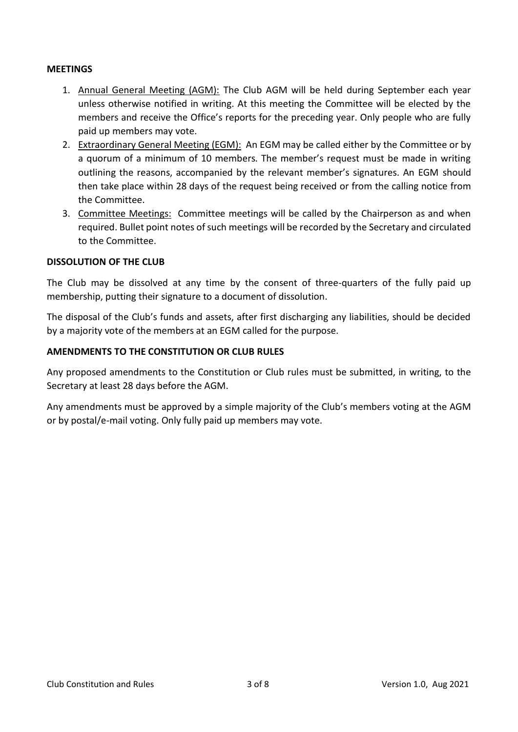**MEETINGS**

1. Annual General Meeting (AGM): The Club AGM will be held during September each year unless otherwise notified in writing. At this meeting the Committee will be elected by the members and receive the Office's reports for the preceding year. Only people who are fully paid up members may vote.
2. Extraordinary General Meeting (EGM): An EGM may be called either by the Committee or by a quorum of a minimum of 10 members. The member's request must be made in writing outlining the reasons, accompanied by the relevant member's signatures. An EGM should then take place within 28 days of the request being received or from the calling notice from the Committee.
3. Committee Meetings: Committee meetings will be called by the Chairperson as and when required. Bullet point notes of such meetings will be recorded by the Secretary and circulated to the Committee.

**DISSOLUTION OF THE CLUB**

The Club may be dissolved at any time by the consent of three-quarters of the fully paid up membership, putting their signature to a document of dissolution.

The disposal of the Club's funds and assets, after first discharging any liabilities, should be decided by a majority vote of the members at an EGM called for the purpose.

**AMENDMENTS TO THE CONSTITUTION OR CLUB RULES**

Any proposed amendments to the Constitution or Club rules must be submitted, in writing, to the Secretary at least 28 days before the AGM.

Any amendments must be approved by a simple majority of the Club's members voting at the AGM or by postal/e-mail voting. Only fully paid up members may vote.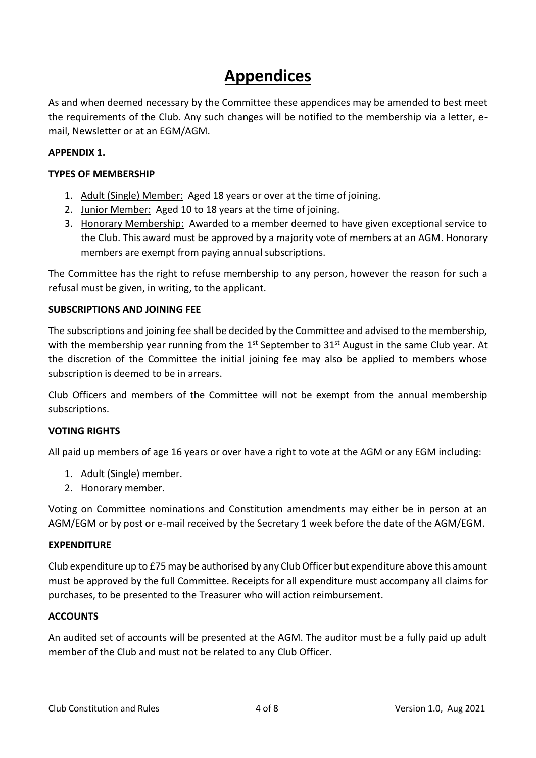# Appendices

As and when deemed necessary by the Committee these appendices may be amended to best meet the requirements of the Club. Any such changes will be notified to the membership via a letter, e-mail, Newsletter or at an EGM/AGM.

**APPENDIX 1.**

**TYPES OF MEMBERSHIP**

1. Adult (Single) Member: Aged 18 years or over at the time of joining.
2. Junior Member: Aged 10 to 18 years at the time of joining.
3. Honorary Membership: Awarded to a member deemed to have given exceptional service to the Club. This award must be approved by a majority vote of members at an AGM. Honorary members are exempt from paying annual subscriptions.

The Committee has the right to refuse membership to any person, however the reason for such a refusal must be given, in writing, to the applicant.

**SUBSCRIPTIONS AND JOINING FEE**

The subscriptions and joining fee shall be decided by the Committee and advised to the membership, with the membership year running from the 1st September to 31st August in the same Club year. At the discretion of the Committee the initial joining fee may also be applied to members whose subscription is deemed to be in arrears.

Club Officers and members of the Committee will not be exempt from the annual membership subscriptions.

**VOTING RIGHTS**

All paid up members of age 16 years or over have a right to vote at the AGM or any EGM including:

1. Adult (Single) member.
2. Honorary member.

Voting on Committee nominations and Constitution amendments may either be in person at an AGM/EGM or by post or e-mail received by the Secretary 1 week before the date of the AGM/EGM.

**EXPENDITURE**

Club expenditure up to £75 may be authorised by any Club Officer but expenditure above this amount must be approved by the full Committee. Receipts for all expenditure must accompany all claims for purchases, to be presented to the Treasurer who will action reimbursement.

**ACCOUNTS**

An audited set of accounts will be presented at the AGM. The auditor must be a fully paid up adult member of the Club and must not be related to any Club Officer.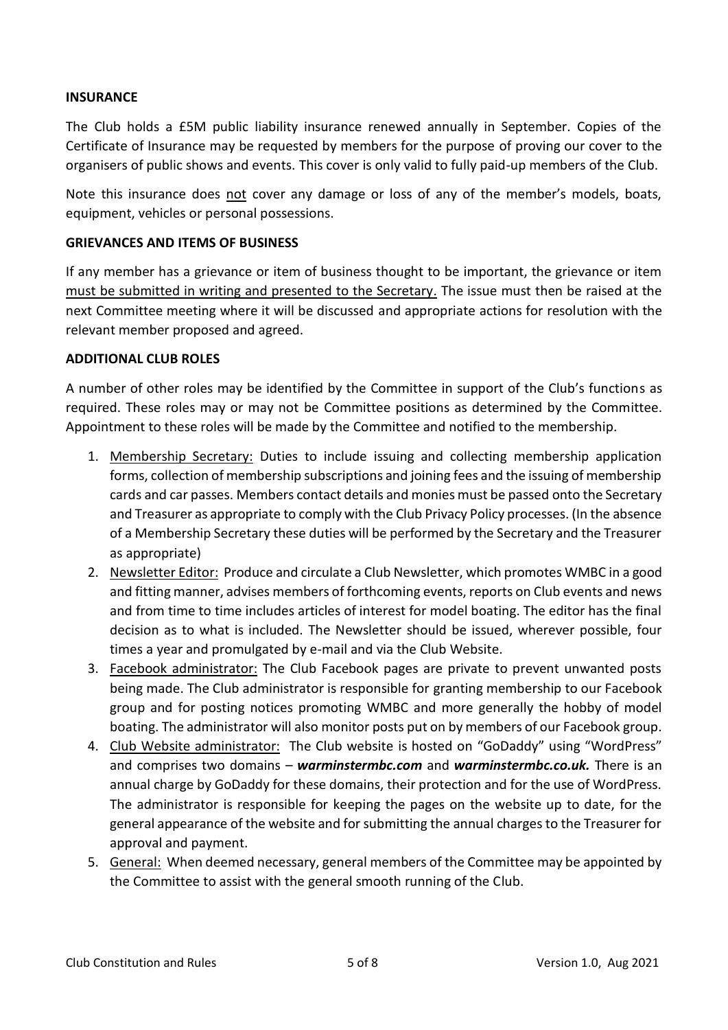**INSURANCE**

The Club holds a £5M public liability insurance renewed annually in September. Copies of the Certificate of Insurance may be requested by members for the purpose of proving our cover to the organisers of public shows and events. This cover is only valid to fully paid-up members of the Club.

Note this insurance does <u>not</u> cover any damage or loss of any of the member's models, boats, equipment, vehicles or personal possessions.

**GRIEVANCES AND ITEMS OF BUSINESS**

If any member has a grievance or item of business thought to be important, the grievance or item <u>must be submitted in writing and presented to the Secretary.</u> The issue must then be raised at the next Committee meeting where it will be discussed and appropriate actions for resolution with the relevant member proposed and agreed.

**ADDITIONAL CLUB ROLES**

A number of other roles may be identified by the Committee in support of the Club's functions as required. These roles may or may not be Committee positions as determined by the Committee. Appointment to these roles will be made by the Committee and notified to the membership.

1. <u>Membership Secretary:</u> Duties to include issuing and collecting membership application forms, collection of membership subscriptions and joining fees and the issuing of membership cards and car passes. Members contact details and monies must be passed onto the Secretary and Treasurer as appropriate to comply with the Club Privacy Policy processes. (In the absence of a Membership Secretary these duties will be performed by the Secretary and the Treasurer as appropriate)
2. <u>Newsletter Editor:</u> Produce and circulate a Club Newsletter, which promotes WMBC in a good and fitting manner, advises members of forthcoming events, reports on Club events and news and from time to time includes articles of interest for model boating. The editor has the final decision as to what is included. The Newsletter should be issued, wherever possible, four times a year and promulgated by e-mail and via the Club Website.
3. <u>Facebook administrator:</u> The Club Facebook pages are private to prevent unwanted posts being made. The Club administrator is responsible for granting membership to our Facebook group and for posting notices promoting WMBC and more generally the hobby of model boating. The administrator will also monitor posts put on by members of our Facebook group.
4. <u>Club Website administrator:</u> The Club website is hosted on "GoDaddy" using "WordPress" and comprises two domains – ***warminstermbc.com*** and ***warminstermbc.co.uk.*** There is an annual charge by GoDaddy for these domains, their protection and for the use of WordPress. The administrator is responsible for keeping the pages on the website up to date, for the general appearance of the website and for submitting the annual charges to the Treasurer for approval and payment.
5. <u>General:</u> When deemed necessary, general members of the Committee may be appointed by the Committee to assist with the general smooth running of the Club.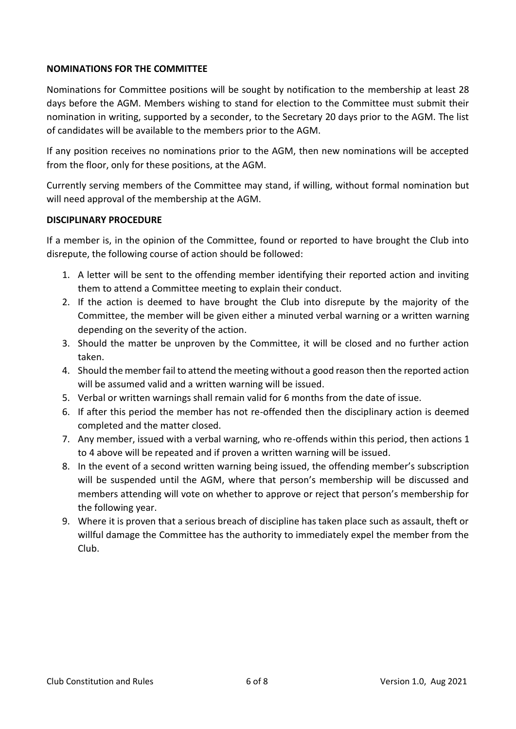**NOMINATIONS FOR THE COMMITTEE**

Nominations for Committee positions will be sought by notification to the membership at least 28 days before the AGM. Members wishing to stand for election to the Committee must submit their nomination in writing, supported by a seconder, to the Secretary 20 days prior to the AGM. The list of candidates will be available to the members prior to the AGM.

If any position receives no nominations prior to the AGM, then new nominations will be accepted from the floor, only for these positions, at the AGM.

Currently serving members of the Committee may stand, if willing, without formal nomination but will need approval of the membership at the AGM.

**DISCIPLINARY PROCEDURE**

If a member is, in the opinion of the Committee, found or reported to have brought the Club into disrepute, the following course of action should be followed:

1. A letter will be sent to the offending member identifying their reported action and inviting them to attend a Committee meeting to explain their conduct.
2. If the action is deemed to have brought the Club into disrepute by the majority of the Committee, the member will be given either a minuted verbal warning or a written warning depending on the severity of the action.
3. Should the matter be unproven by the Committee, it will be closed and no further action taken.
4. Should the member fail to attend the meeting without a good reason then the reported action will be assumed valid and a written warning will be issued.
5. Verbal or written warnings shall remain valid for 6 months from the date of issue.
6. If after this period the member has not re-offended then the disciplinary action is deemed completed and the matter closed.
7. Any member, issued with a verbal warning, who re-offends within this period, then actions 1 to 4 above will be repeated and if proven a written warning will be issued.
8. In the event of a second written warning being issued, the offending member's subscription will be suspended until the AGM, where that person's membership will be discussed and members attending will vote on whether to approve or reject that person's membership for the following year.
9. Where it is proven that a serious breach of discipline has taken place such as assault, theft or willful damage the Committee has the authority to immediately expel the member from the Club.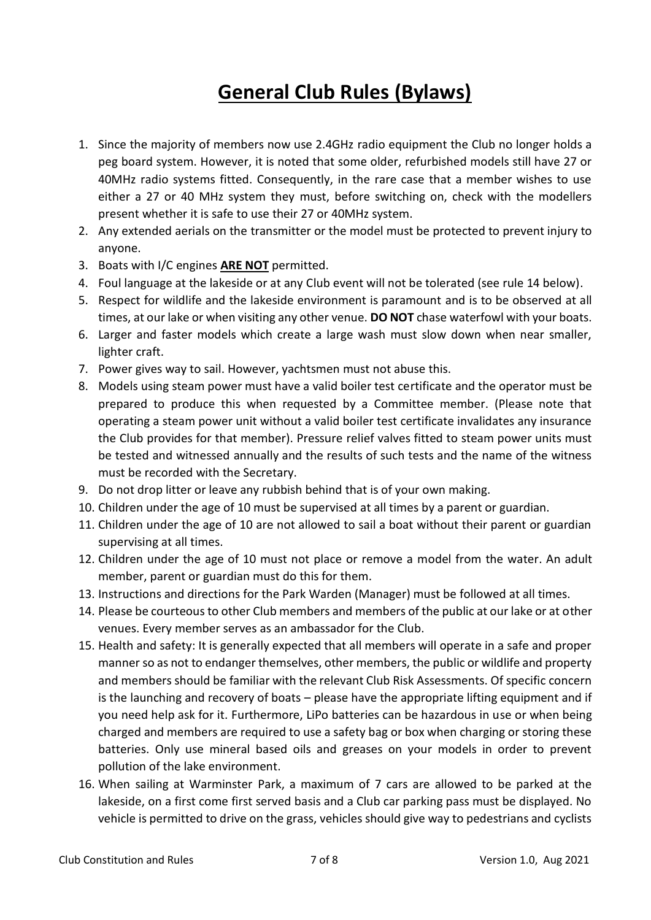# General Club Rules (Bylaws)

1. Since the majority of members now use 2.4GHz radio equipment the Club no longer holds a peg board system. However, it is noted that some older, refurbished models still have 27 or 40MHz radio systems fitted. Consequently, in the rare case that a member wishes to use either a 27 or 40 MHz system they must, before switching on, check with the modellers present whether it is safe to use their 27 or 40MHz system.
2. Any extended aerials on the transmitter or the model must be protected to prevent injury to anyone.
3. Boats with I/C engines **ARE NOT** permitted.
4. Foul language at the lakeside or at any Club event will not be tolerated (see rule 14 below).
5. Respect for wildlife and the lakeside environment is paramount and is to be observed at all times, at our lake or when visiting any other venue. **DO NOT** chase waterfowl with your boats.
6. Larger and faster models which create a large wash must slow down when near smaller, lighter craft.
7. Power gives way to sail. However, yachtsmen must not abuse this.
8. Models using steam power must have a valid boiler test certificate and the operator must be prepared to produce this when requested by a Committee member. (Please note that operating a steam power unit without a valid boiler test certificate invalidates any insurance the Club provides for that member). Pressure relief valves fitted to steam power units must be tested and witnessed annually and the results of such tests and the name of the witness must be recorded with the Secretary.
9. Do not drop litter or leave any rubbish behind that is of your own making.
10. Children under the age of 10 must be supervised at all times by a parent or guardian.
11. Children under the age of 10 are not allowed to sail a boat without their parent or guardian supervising at all times.
12. Children under the age of 10 must not place or remove a model from the water. An adult member, parent or guardian must do this for them.
13. Instructions and directions for the Park Warden (Manager) must be followed at all times.
14. Please be courteous to other Club members and members of the public at our lake or at other venues. Every member serves as an ambassador for the Club.
15. Health and safety: It is generally expected that all members will operate in a safe and proper manner so as not to endanger themselves, other members, the public or wildlife and property and members should be familiar with the relevant Club Risk Assessments. Of specific concern is the launching and recovery of boats – please have the appropriate lifting equipment and if you need help ask for it. Furthermore, LiPo batteries can be hazardous in use or when being charged and members are required to use a safety bag or box when charging or storing these batteries. Only use mineral based oils and greases on your models in order to prevent pollution of the lake environment.
16. When sailing at Warminster Park, a maximum of 7 cars are allowed to be parked at the lakeside, on a first come first served basis and a Club car parking pass must be displayed. No vehicle is permitted to drive on the grass, vehicles should give way to pedestrians and cyclists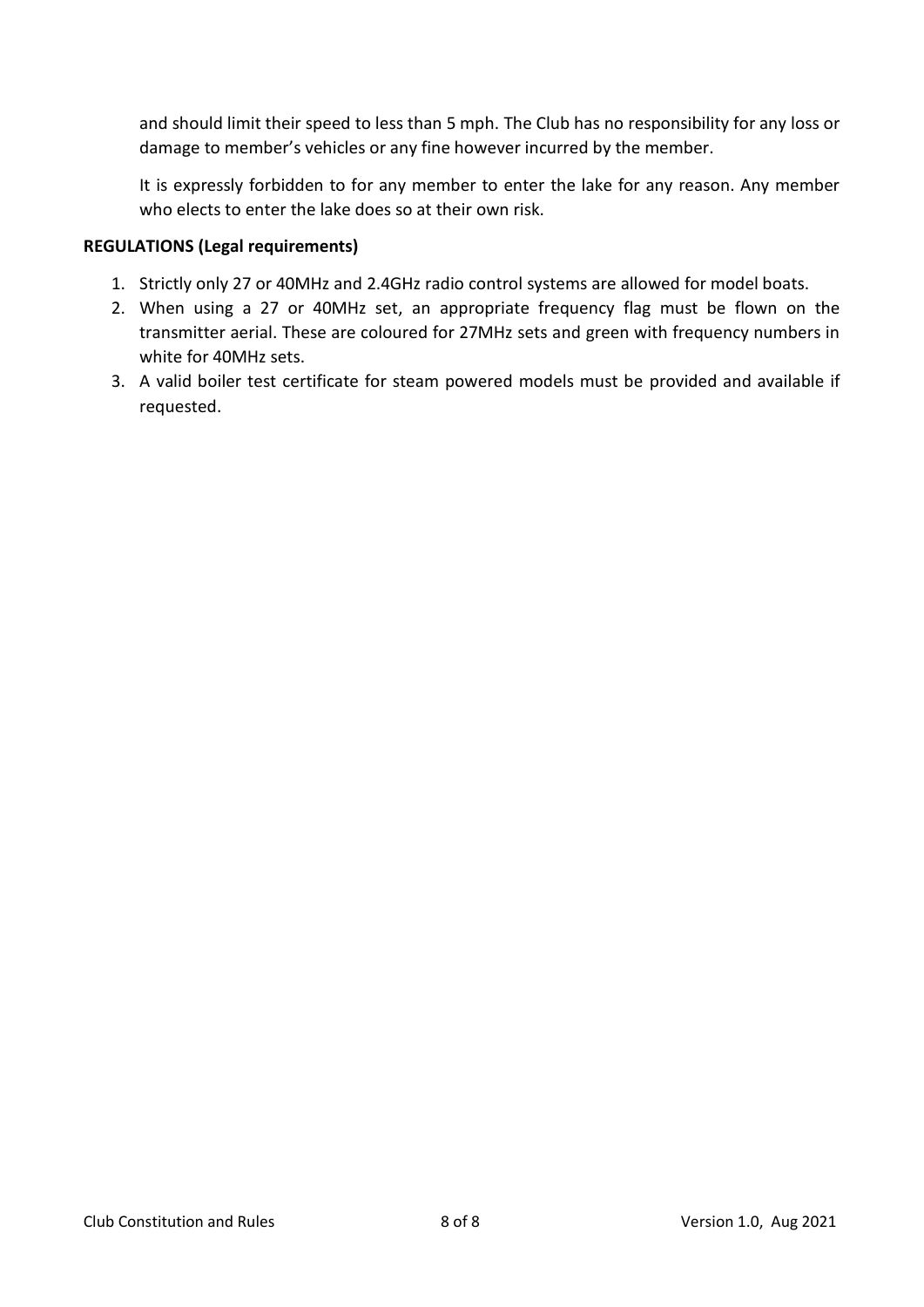and should limit their speed to less than 5 mph. The Club has no responsibility for any loss or damage to member's vehicles or any fine however incurred by the member.

It is expressly forbidden to for any member to enter the lake for any reason. Any member who elects to enter the lake does so at their own risk.

**REGULATIONS (Legal requirements)**

1. Strictly only 27 or 40MHz and 2.4GHz radio control systems are allowed for model boats.
2. When using a 27 or 40MHz set, an appropriate frequency flag must be flown on the transmitter aerial. These are coloured for 27MHz sets and green with frequency numbers in white for 40MHz sets.
3. A valid boiler test certificate for steam powered models must be provided and available if requested.